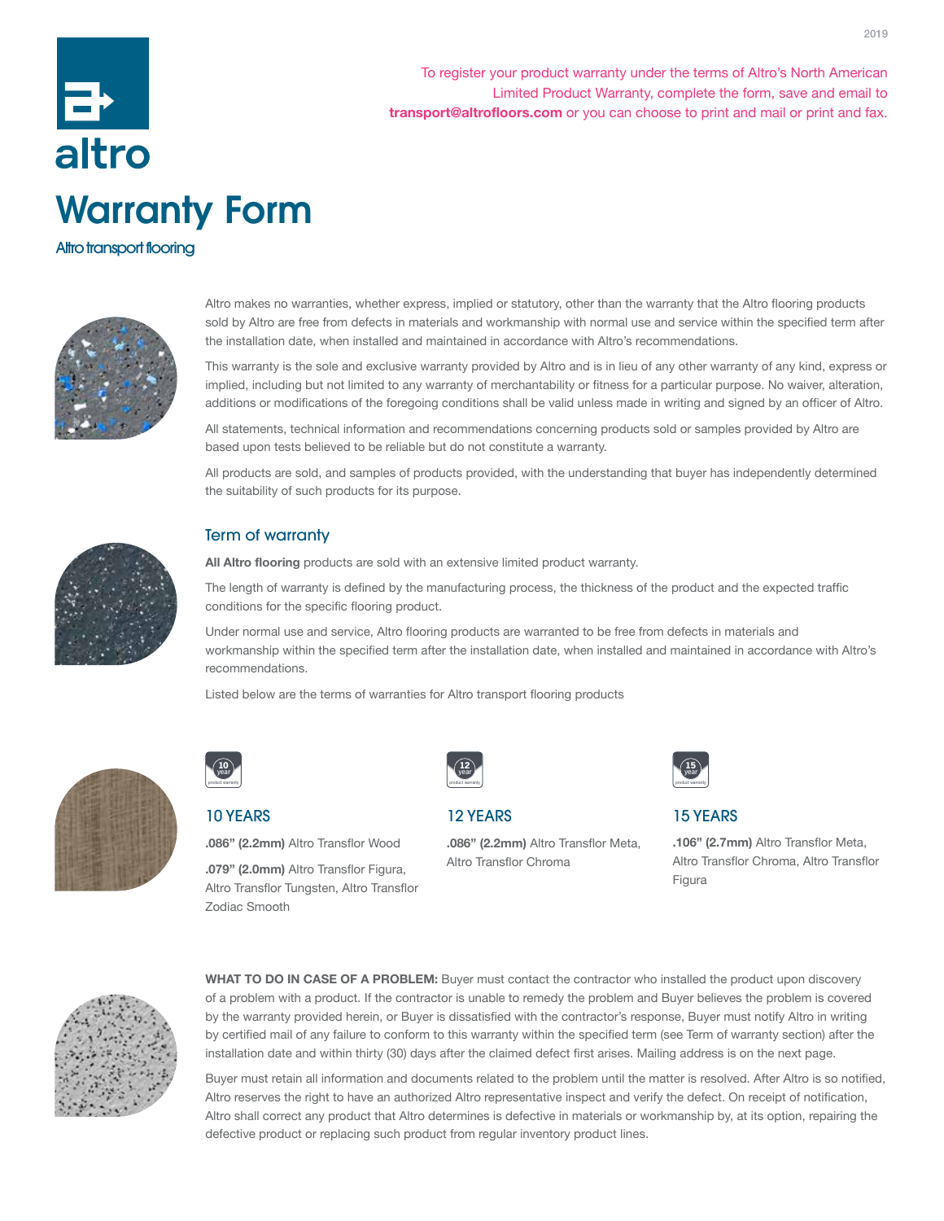altro

To register your product warranty under the terms of Altro's North American Limited Product Warranty, complete the form, save and email to **transport@altrofloors.com** or you can choose to print and mail or print and fax.

# Warranty Form

Altro transport flooring

Altro makes no warranties, whether express, implied or statutory, other than the warranty that the Altro flooring products sold by Altro are free from defects in materials and workmanship with normal use and service within the specified term after the installation date, when installed and maintained in accordance with Altro's recommendations.

This warranty is the sole and exclusive warranty provided by Altro and is in lieu of any other warranty of any kind, express or implied, including but not limited to any warranty of merchantability or fitness for a particular purpose. No waiver, alteration, additions or modifications of the foregoing conditions shall be valid unless made in writing and signed by an officer of Altro.

All statements, technical information and recommendations concerning products sold or samples provided by Altro are based upon tests believed to be reliable but do not constitute a warranty.

All products are sold, and samples of products provided, with the understanding that buyer has independently determined the suitability of such products for its purpose.

## Term of warranty

**All Altro flooring** products are sold with an extensive limited product warranty.

The length of warranty is defined by the manufacturing process, the thickness of the product and the expected traffic conditions for the specific flooring product.

Under normal use and service, Altro flooring products are warranted to be free from defects in materials and workmanship within the specified term after the installation date, when installed and maintained in accordance with Altro's recommendations.

Listed below are the terms of warranties for Altro transport flooring products

### 10 YEARS

**.086" (2.2mm)** Altro Transflor Wood

**.079" (2.0mm)** Altro Transflor Figura, Altro Transflor Tungsten, Altro Transflor Zodiac Smooth

### 12 YEARS

**.086" (2.2mm)** Altro Transflor Meta, Altro Transflor Chroma

### 15 YEARS

**.106" (2.7mm)** Altro Transflor Meta, Altro Transflor Chroma, Altro Transflor Figura

**WHAT TO DO IN CASE OF A PROBLEM:** Buyer must contact the contractor who installed the product upon discovery of a problem with a product. If the contractor is unable to remedy the problem and Buyer believes the problem is covered by the warranty provided herein, or Buyer is dissatisfied with the contractor's response, Buyer must notify Altro in writing by certified mail of any failure to conform to this warranty within the specified term (see Term of warranty section) after the installation date and within thirty (30) days after the claimed defect first arises. Mailing address is on the next page.

Buyer must retain all information and documents related to the problem until the matter is resolved. After Altro is so notified, Altro reserves the right to have an authorized Altro representative inspect and verify the defect. On receipt of notification, Altro shall correct any product that Altro determines is defective in materials or workmanship by, at its option, repairing the defective product or replacing such product from regular inventory product lines.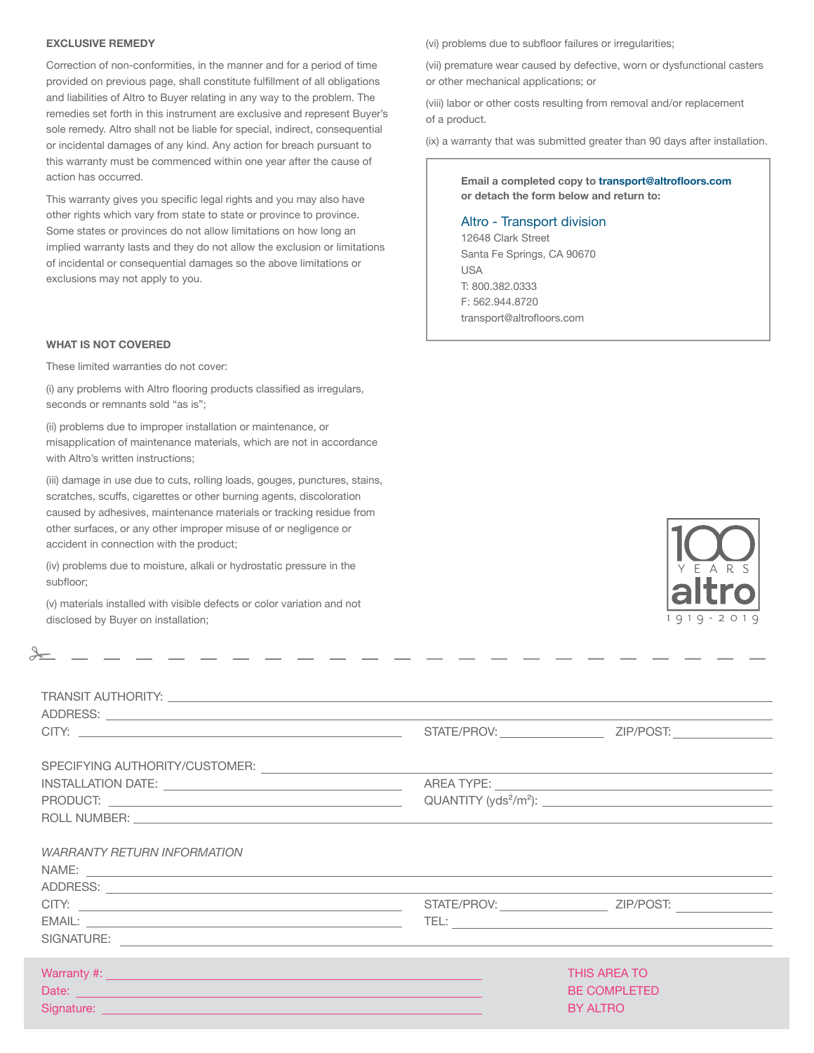### EXCLUSIVE REMEDY

Correction of non-conformities, in the manner and for a period of time provided on previous page, shall constitute fulfillment of all obligations and liabilities of Altro to Buyer relating in any way to the problem. The remedies set forth in this instrument are exclusive and represent Buyer's sole remedy. Altro shall not be liable for special, indirect, consequential or incidental damages of any kind. Any action for breach pursuant to this warranty must be commenced within one year after the cause of action has occurred.

This warranty gives you specific legal rights and you may also have other rights which vary from state to state or province to province. Some states or provinces do not allow limitations on how long an implied warranty lasts and they do not allow the exclusion or limitations of incidental or consequential damages so the above limitations or exclusions may not apply to you.

### WHAT IS NOT COVERED

These limited warranties do not cover:

(i) any problems with Altro flooring products classified as irregulars, seconds or remnants sold "as is";

(ii) problems due to improper installation or maintenance, or misapplication of maintenance materials, which are not in accordance with Altro's written instructions;

(iii) damage in use due to cuts, rolling loads, gouges, punctures, stains, scratches, scuffs, cigarettes or other burning agents, discoloration caused by adhesives, maintenance materials or tracking residue from other surfaces, or any other improper misuse of or negligence or accident in connection with the product;

(iv) problems due to moisture, alkali or hydrostatic pressure in the subfloor;

(v) materials installed with visible defects or color variation and not disclosed by Buyer on installation;

(vi) problems due to subfloor failures or irregularities;

(vii) premature wear caused by defective, worn or dysfunctional casters or other mechanical applications; or

(viii) labor or other costs resulting from removal and/or replacement of a product.

(ix) a warranty that was submitted greater than 90 days after installation.

**Email a completed copy to transport@altrofloors.com or detach the form below and return to:**

Altro - Transport division
12648 Clark Street
Santa Fe Springs, CA 90670
USA
T: 800.382.0333
F: 562.944.8720
transport@altrofloors.com

100 YEARS altro 1919 - 2019

---

TRANSIT AUTHORITY: ____________________
ADDRESS: ____________________
CITY: ____________________ STATE/PROV: __________ ZIP/POST: __________

SPECIFYING AUTHORITY/CUSTOMER: ____________________
INSTALLATION DATE: ____________________ AREA TYPE: ____________________
PRODUCT: ____________________ QUANTITY (yds$^2$/m$^2$): ____________________
ROLL NUMBER: ____________________

*WARRANTY RETURN INFORMATION*

NAME: ____________________
ADDRESS: ____________________
CITY: ____________________ STATE/PROV: __________ ZIP/POST: __________
EMAIL: ____________________ TEL: ____________________
SIGNATURE: ____________________

Warranty #: ____________________
Date: ____________________
Signature: ____________________

THIS AREA TO BE COMPLETED BY ALTRO